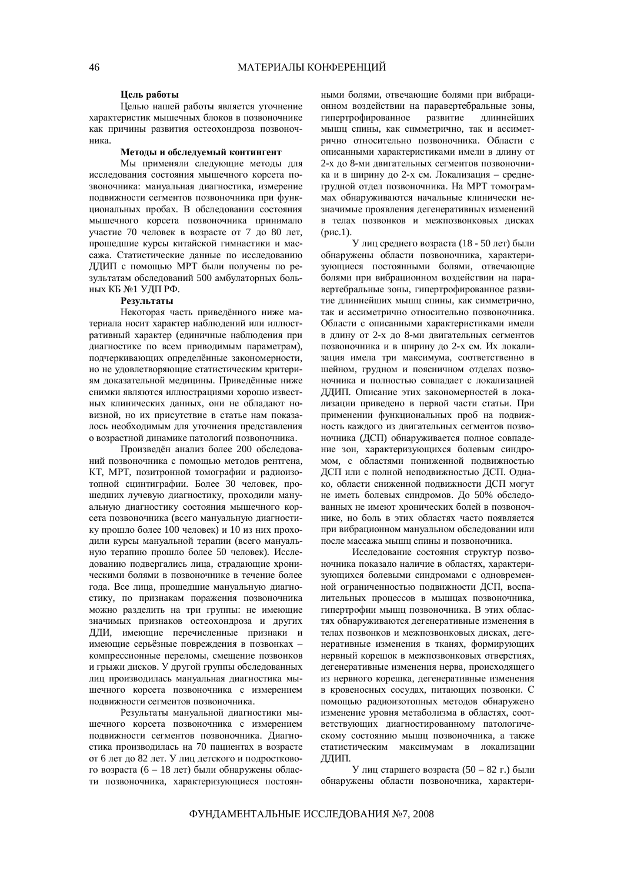**Цель работы**

Целью нашей работы является уточнение характеристик мышечных блоков в позвоночнике как причины развития остеохондроза позвоночника.

**Методы и обследуемый контингент**

Мы применяли следующие методы для исследования состояния мышечного корсета позвоночника: мануальная диагностика, измерение подвижности сегментов позвоночника при функциональных пробах. В обследовании состояния мышечного корсета позвоночника принимало участие 70 человек в возрасте от 7 до 80 лет, прошедшие курсы китайской гимнастики и массажа. Статистические данные по исследованию ДДИП с помощью МРТ были получены по результатам обследований 500 амбулаторных больных КБ №1 УДП РФ.

**Результаты**

Некоторая часть приведённого ниже материала носит характер наблюдений или иллюстративный характер (единичные наблюдения при диагностике по всем приводимым параметрам), подчеркивающих определённые закономерности, но не удовлетворяющие статистическим критериям доказательной медицины. Приведённые ниже снимки являются иллюстрациями хорошо известных клинических данных, они не обладают новизной, но их присутствие в статье нам показалось необходимым для уточнения представления о возрастной динамике патологий позвоночника.

Произведён анализ более 200 обследований позвоночника с помощью методов рентгена, КТ, МРТ, позитронной томографии и радиоизотопной сцинтиграфии. Более 30 человек, прошедших лучевую диагностику, проходили мануальную диагностику состояния мышечного корсета позвоночника (всего мануальную диагностику прошло более 100 человек) и 10 из них проходили курсы мануальной терапии (всего мануальную терапию прошло более 50 человек). Исследованию подвергались лица, страдающие хроническими болями в позвоночнике в течение более года. Все лица, прошедшие мануальную диагностику, по признакам поражения позвоночника можно разделить на три группы: не имеющие значимых признаков остеохондроза и других ДДИ, имеющие перечисленные признаки и имеющие серьёзные повреждения в позвонках – компрессионные переломы, смещение позвонков и грыжи дисков. У другой группы обследованных лиц производилась мануальная диагностика мышечного корсета позвоночника с измерением подвижности сегментов позвоночника.

Результаты мануальной диагностики мышечного корсета позвоночника с измерением подвижности сегментов позвоночника. Диагностика производилась на 70 пациентах в возрасте от 6 лет до 82 лет. У лиц детского и подросткового возраста (6 – 18 лет) были обнаружены области позвоночника, характеризующиеся постоянными болями, отвечающие болями при вибрационном воздействии на паравертебральные зоны, гипертрофированное развитие длиннейших мышц спины, как симметрично, так и ассиметрично относительно позвоночника. Области с описанными характеристиками имели в длину от 2-х до 8-ми двигательных сегментов позвоночника и в ширину до 2-х см. Локализация – среднегрудной отдел позвоночника. На МРТ томограммах обнаруживаются начальные клинически незначимые проявления дегенеративных изменений в телах позвонков и межпозвонковых дисках (рис.1).

У лиц среднего возраста (18 - 50 лет) были обнаружены области позвоночника, характеризующиеся постоянными болями, отвечающие болями при вибрационном воздействии на паравертебральные зоны, гипертрофированное развитие длиннейших мышц спины, как симметрично, так и ассиметрично относительно позвоночника. Области с описанными характеристиками имели в длину от 2-х до 8-ми двигательных сегментов позвоночника и в ширину до 2-х см. Их локализация имела три максимума, соответственно в шейном, грудном и поясничном отделах позвоночника и полностью совпадает с локализацией ДДИП. Описание этих закономерностей в локализации приведено в первой части статьи. При применении функциональных проб на подвижность каждого из двигательных сегментов позвоночника (ДСП) обнаруживается полное совпадение зон, характеризующихся болевым синдромом, с областями пониженной подвижностью ДСП или с полной неподвижностью ДСП. Однако, области сниженной подвижности ДСП могут не иметь болевых синдромов. До 50% обследованных не имеют хронических болей в позвоночнике, но боль в этих областях часто появляется при вибрационном мануальном обследовании или после массажа мышц спины и позвоночника.

Исследование состояния структур позвоночника показало наличие в областях, характеризующихся болевыми синдромами с одновременной ограниченностью подвижности ДСП, воспалительных процессов в мышцах позвоночника, гипертрофии мышц позвоночника. В этих областях обнаруживаются дегенеративные изменения в телах позвонков и межпозвонковых дисках, дегенеративные изменения в тканях, формирующих нервный корешок в межпозвонковых отверстиях, дегенеративные изменения нерва, происходящего из нервного корешка, дегенеративные изменения в кровеносных сосудах, питающих позвонки. С помощью радиоизотопных методов обнаружено изменение уровня метаболизма в областях, соответствующих диагностированному патологическому состоянию мышц позвоночника, а также статистическим максимумам в локализации ДДИП.

У лиц старшего возраста (50 – 82 г.) были обнаружены области позвоночника, характери-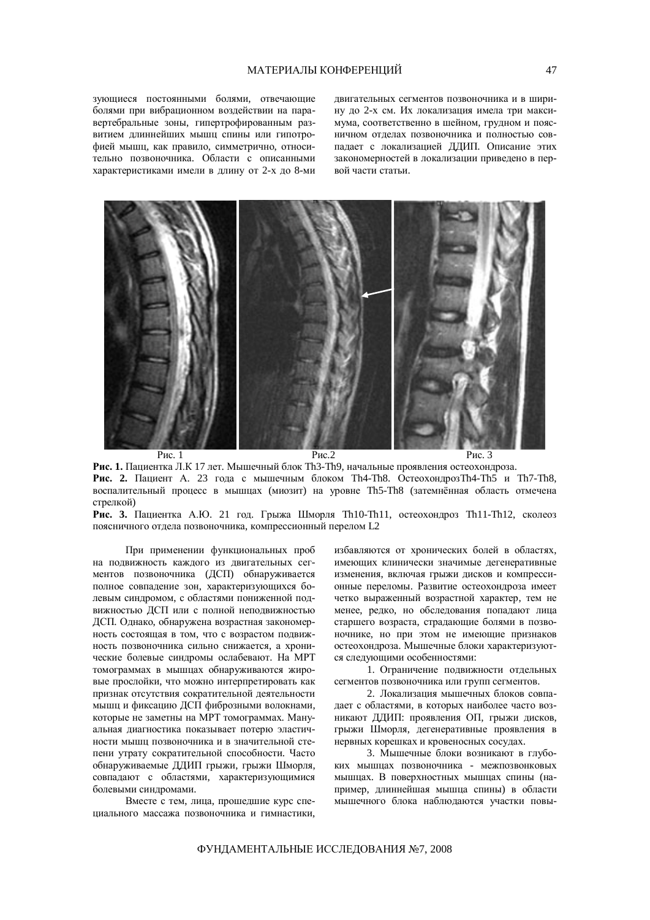зующиеся постоянными болями, отвечающие болями при вибрационном воздействии на паравертебральные зоны, гипертрофированным развитием длиннейших мышц спины или гипотрофией мышц, как правило, симметрично, относительно позвоночника. Области с описанными характеристиками имели в длину от 2-х до 8-ми двигательных сегментов позвоночника и в ширину до 2-х см. Их локализация имела три максимума, соответственно в шейном, грудном и поясничном отделах позвоночника и полностью совпадает с локализацией ДДИП. Описание этих закономерностей в локализации приведено в первой части статьи.

Рис. 1 Рис.2 Рис. 3

**Рис. 1.** Пациентка Л.К 17 лет. Мышечный блок Th3-Th9, начальные проявления остеохондроза.
**Рис. 2.** Пациент А. 23 года с мышечным блоком Th4-Th8. ОстеохондрозTh4-Th5 и Th7-Th8, воспалительный процесс в мышцах (миозит) на уровне Th5-Th8 (затемнённая область отмечена стрелкой)
**Рис. 3.** Пациентка А.Ю. 21 год. Грыжа Шморля Th10-Th11, остеохондроз Th11-Th12, сколеоз поясничного отдела позвоночника, компрессионный перелом L2

При применении функциональных проб на подвижность каждого из двигательных сегментов позвоночника (ДСП) обнаруживается полное совпадение зон, характеризующихся болевым синдромом, с областями пониженной подвижностью ДСП или с полной неподвижностью ДСП. Однако, обнаружена возрастная закономерность состоящая в том, что с возрастом подвижность позвоночника сильно снижается, а хронические болевые синдромы ослабевают. На МРТ томограммах в мышцах обнаруживаются жировые прослойки, что можно интерпретировать как признак отсутствия сократительной деятельности мышц и фиксацию ДСП фиброзными волокнами, которые не заметны на МРТ томограммах. Мануальная диагностика показывает потерю эластичности мышц позвоночника и в значительной степени утрату сократительной способности. Часто обнаруживаемые ДДИП грыжи, грыжи Шморля, совпадают с областями, характеризующимися болевыми синдромами.

Вместе с тем, лица, прошедшие курс специального массажа позвоночника и гимнастики, избавляются от хронических болей в областях, имеющих клинически значимые дегенеративные изменения, включая грыжи дисков и компрессионные переломы. Развитие остеохондроза имеет четко выраженный возрастной характер, тем не менее, редко, но обследования попадают лица старшего возраста, страдающие болями в позвоночнике, но при этом не имеющие признаков остеохондроза. Мышечные блоки характеризуются следующими особенностями:

1. Ограничение подвижности отдельных сегментов позвоночника или групп сегментов.

2. Локализация мышечных блоков совпадает с областями, в которых наиболее часто возникают ДДИП: проявления ОП, грыжи дисков, грыжи Шморля, дегенеративные проявления в нервных корешках и кровеносных сосудах.

3. Мышечные блоки возникают в глубоких мышцах позвоночника - межпозвонковых мышцах. В поверхностных мышцах спины (например, длиннейшая мышца спины) в области мышечного блока наблюдаются участки повы-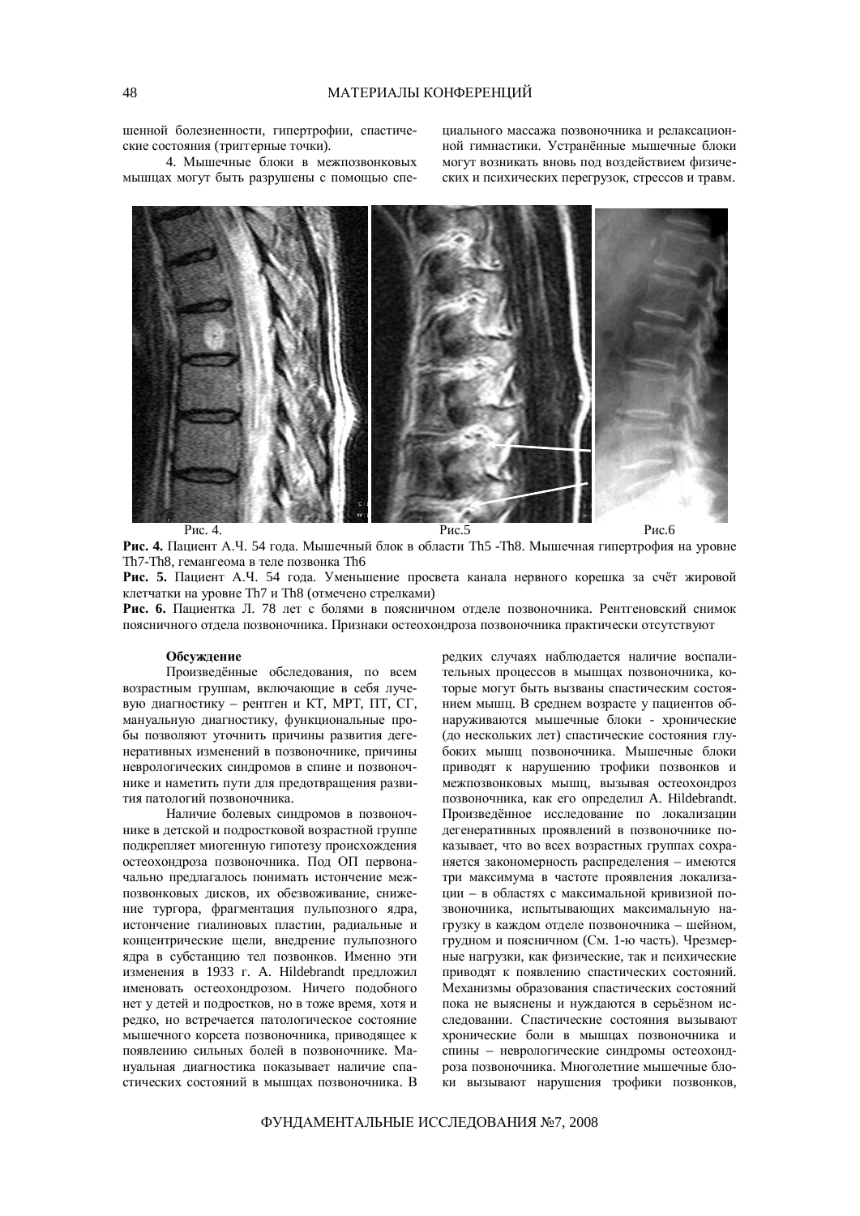шенной болезненности, гипертрофии, спастические состояния (триггерные точки).

4. Мышечные блоки в межпозвонковых мышцах могут быть разрушены с помощью специального массажа позвоночника и релаксационной гимнастики. Устранённые мышечные блоки могут возникать вновь под воздействием физических и психических перегрузок, стрессов и травм.

Рис. 4. Рис.5 Рис.6

**Рис. 4.** Пациент А.Ч. 54 года. Мышечный блок в области Th5 -Th8. Мышечная гипертрофия на уровне Th7-Th8, гемангеома в теле позвонка Th6

**Рис. 5.** Пациент А.Ч. 54 года. Уменьшение просвета канала нервного корешка за счёт жировой клетчатки на уровне Th7 и Th8 (отмечено стрелками)

**Рис. 6.** Пациентка Л. 78 лет с болями в поясничном отделе позвоночника. Рентгеновский снимок поясничного отдела позвоночника. Признаки остеохондроза позвоночника практически отсутствуют

### Обсуждение

Произведённые обследования, по всем возрастным группам, включающие в себя лучевую диагностику – рентген и КТ, МРТ, ПТ, СГ, мануальную диагностику, функциональные пробы позволяют уточнить причины развития дегенеративных изменений в позвоночнике, причины неврологических синдромов в спине и позвоночнике и наметить пути для предотвращения развития патологий позвоночника.

Наличие болевых синдромов в позвоночнике в детской и подростковой возрастной группе подкрепляет миогенную гипотезу происхождения остеохондроза позвоночника. Под ОП первоначально предлагалось понимать истончение межпозвонковых дисков, их обезвоживание, снижение тургора, фрагментация пульпозного ядра, истончение гиалиновых пластин, радиальные и концентрические щели, внедрение пульпозного ядра в субстанцию тел позвонков. Именно эти изменения в 1933 г. A. Hildebrandt предложил именовать остеохондрозом. Ничего подобного нет у детей и подростков, но в тоже время, хотя и редко, но встречается патологическое состояние мышечного корсета позвоночника, приводящее к появлению сильных болей в позвоночнике. Мануальная диагностика показывает наличие спастических состояний в мышцах позвоночника. В редких случаях наблюдается наличие воспалительных процессов в мышцах позвоночника, которые могут быть вызваны спастическим состоянием мышц. В среднем возрасте у пациентов обнаруживаются мышечные блоки - хронические (до нескольких лет) спастические состояния глубоких мышц позвоночника. Мышечные блоки приводят к нарушению трофики позвонков и межпозвонковых мышц, вызывая остеохондроз позвоночника, как его определил A. Hildebrandt. Произведённое исследование по локализации дегенеративных проявлений в позвоночнике показывает, что во всех возрастных группах сохраняется закономерность распределения – имеются три максимума в частоте проявления локализации – в областях с максимальной кривизной позвоночника, испытывающих максимальную нагрузку в каждом отделе позвоночника – шейном, грудном и поясничном (См. 1-ю часть). Чрезмерные нагрузки, как физические, так и психические приводят к появлению спастических состояний. Механизмы образования спастических состояний пока не выяснены и нуждаются в серьёзном исследовании. Спастические состояния вызывают хронические боли в мышцах позвоночника и спины – неврологические синдромы остеохондроза позвоночника. Многолетние мышечные блоки вызывают нарушения трофики позвонков,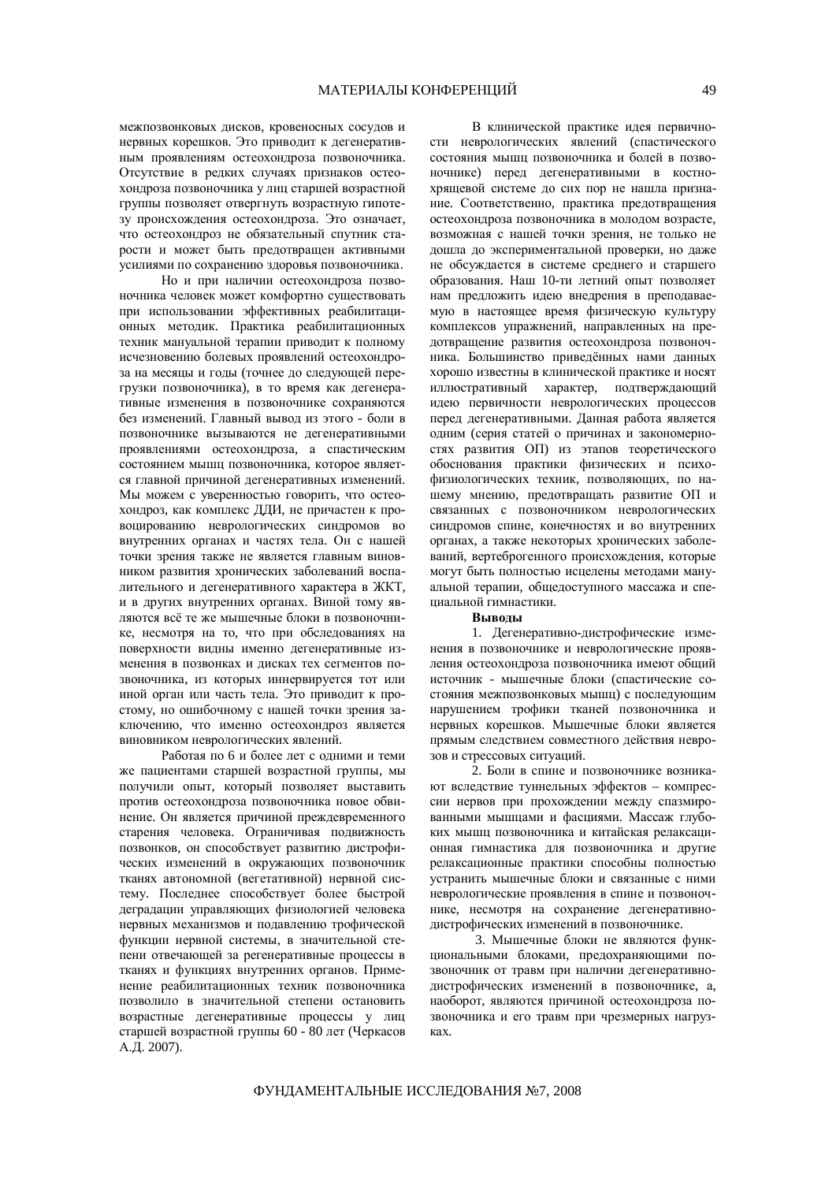межпозвонковых дисков, кровеносных сосудов и нервных корешков. Это приводит к дегенеративным проявлениям остеохондроза позвоночника. Отсутствие в редких случаях признаков остеохондроза позвоночника у лиц старшей возрастной группы позволяет отвергнуть возрастную гипотезу происхождения остеохондроза. Это означает, что остеохондроз не обязательный спутник старости и может быть предотвращен активными усилиями по сохранению здоровья позвоночника.

Но и при наличии остеохондроза позвоночника человек может комфортно существовать при использовании эффективных реабилитационных методик. Практика реабилитационных техник мануальной терапии приводит к полному исчезновению болевых проявлений остеохондроза на месяцы и годы (точнее до следующей перегрузки позвоночника), в то время как дегенеративные изменения в позвоночнике сохраняются без изменений. Главный вывод из этого - боли в позвоночнике вызываются не дегенеративными проявлениями остеохондроза, а спастическим состоянием мышц позвоночника, которое является главной причиной дегенеративных изменений. Мы можем с уверенностью говорить, что остеохондроз, как комплекс ДДИ, не причастен к провоцированию неврологических синдромов во внутренних органах и частях тела. Он с нашей точки зрения также не является главным виновником развития хронических заболеваний воспалительного и дегенеративного характера в ЖКТ, и в других внутренних органах. Виной тому являются всё те же мышечные блоки в позвоночнике, несмотря на то, что при обследованиях на поверхности видны именно дегенеративные изменения в позвонках и дисках тех сегментов позвоночника, из которых иннервируется тот или иной орган или часть тела. Это приводит к простому, но ошибочному с нашей точки зрения заключению, что именно остеохондроз является виновником неврологических явлений.

Работая по 6 и более лет с одними и теми же пациентами старшей возрастной группы, мы получили опыт, который позволяет выставить против остеохондроза позвоночника новое обвинение. Он является причиной преждевременного старения человека. Ограничивая подвижность позвонков, он способствует развитию дистрофических изменений в окружающих позвоночник тканях автономной (вегетативной) нервной системы. Последнее способствует более быстрой деградации управляющих физиологией человека нервных механизмов и подавлению трофической функции нервной системы, в значительной степени отвечающей за регенеративные процессы в тканях и функциях внутренних органов. Применение реабилитационных техник позвоночника позволило в значительной степени остановить возрастные дегенеративные процессы у лиц старшей возрастной группы 60 - 80 лет (Черкасов А.Д. 2007).

В клинической практике идея первичности неврологических явлений (спастического состояния мышц позвоночника и болей в позвоночнике) перед дегенеративными в костно-хрящевой системе до сих пор не нашла признание. Соответственно, практика предотвращения остеохондроза позвоночника в молодом возрасте, возможная с нашей точки зрения, не только не дошла до экспериментальной проверки, но даже не обсуждается в системе среднего и старшего образования. Наш 10-ти летний опыт позволяет нам предложить идею внедрения в преподаваемую в настоящее время физическую культуру комплексов упражнений, направленных на предотвращение развития остеохондроза позвоночника. Большинство приведённых нами данных хорошо известны в клинической практике и носят иллюстративный характер, подтверждающий идею первичности неврологических процессов перед дегенеративными. Данная работа является одним (серия статей о причинах и закономерностях развития ОП) из этапов теоретического обоснования практики физических и психофизиологических техник, позволяющих, по нашему мнению, предотвращать развитие ОП и связанных с позвоночником неврологических синдромов спине, конечностях и во внутренних органах, а также некоторых хронических заболеваний, вертеброгенного происхождения, которые могут быть полностью исцелены методами мануальной терапии, общедоступного массажа и специальной гимнастики.

**Выводы**

1. Дегенеративно-дистрофические изменения в позвоночнике и неврологические проявления остеохондроза позвоночника имеют общий источник - мышечные блоки (спастические состояния межпозвонковых мышц) с последующим нарушением трофики тканей позвоночника и нервных корешков. Мышечные блоки является прямым следствием совместного действия неврозов и стрессовых ситуаций.

2. Боли в спине и позвоночнике возникают вследствие туннельных эффектов – компрессии нервов при прохождении между спазмированными мышцами и фасциями. Массаж глубоких мышц позвоночника и китайская релаксационная гимнастика для позвоночника и другие релаксационные практики способны полностью устранить мышечные блоки и связанные с ними неврологические проявления в спине и позвоночнике, несмотря на сохранение дегенеративно-дистрофических изменений в позвоночнике.

3. Мышечные блоки не являются функциональными блоками, предохраняющими позвоночник от травм при наличии дегенеративно-дистрофических изменений в позвоночнике, а, наоборот, являются причиной остеохондроза позвоночника и его травм при чрезмерных нагрузках.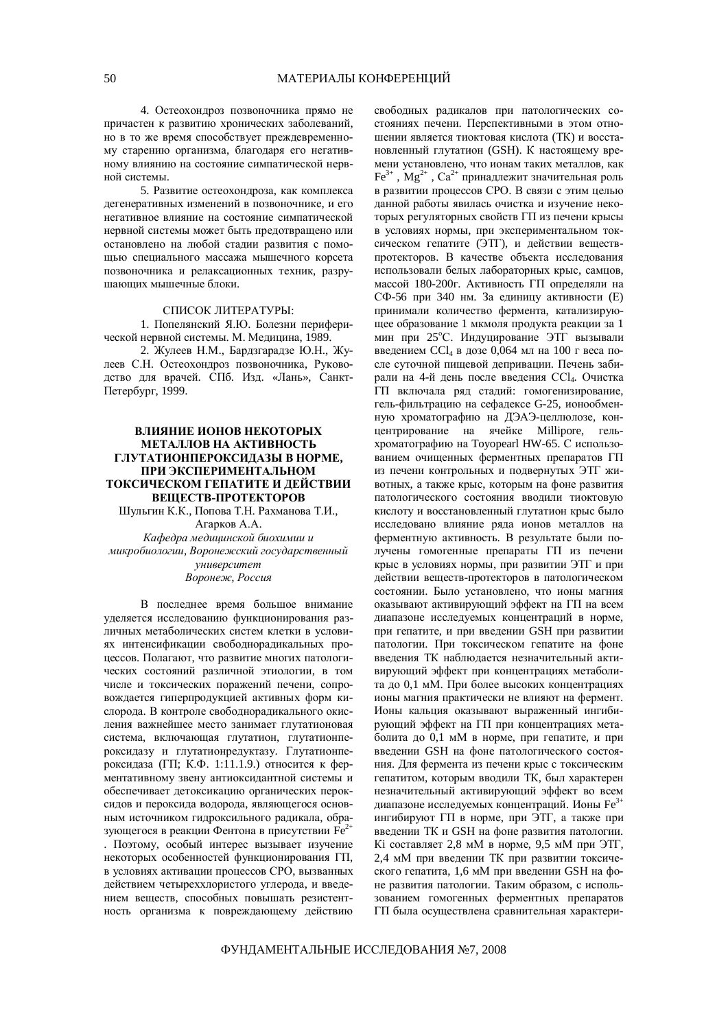4. Остеохондроз позвоночника прямо не причастен к развитию хронических заболеваний, но в то же время способствует преждевременному старению организма, благодаря его негативному влиянию на состояние симпатической нервной системы.

5. Развитие остеохондроза, как комплекса дегенеративных изменений в позвоночнике, и его негативное влияние на состояние симпатической нервной системы может быть предотвращено или остановлено на любой стадии развития с помощью специального массажа мышечного корсета позвоночника и релаксационных техник, разрушающих мышечные блоки.

СПИСОК ЛИТЕРАТУРЫ:

1. Попелянский Я.Ю. Болезни периферической нервной системы. М. Медицина, 1989.

2. Жулеев Н.М., Бардзгарадзе Ю.Н., Жулеев С.Н. Остеохондроз позвоночника, Руководство для врачей. СПб. Изд. «Лань», Санкт-Петербург, 1999.

## ВЛИЯНИЕ ИОНОВ НЕКОТОРЫХ МЕТАЛЛОВ НА АКТИВНОСТЬ ГЛУТАТИОНПЕРОКСИДАЗЫ В НОРМЕ, ПРИ ЭКСПЕРИМЕНТАЛЬНОМ ТОКСИЧЕСКОМ ГЕПАТИТЕ И ДЕЙСТВИИ ВЕЩЕСТВ-ПРОТЕКТОРОВ

Шульгин К.К., Попова Т.Н. Рахманова Т.И., Агарков А.А.

*Кафедра медицинской биохимии и микробиологии, Воронежский государственный университет*
*Воронеж, Россия*

В последнее время большое внимание уделяется исследованию функционирования различных метаболических систем клетки в условиях интенсификации свободнорадикальных процессов. Полагают, что развитие многих патологических состояний различной этиологии, в том числе и токсических поражений печени, сопровождается гиперпродукцией активных форм кислорода. В контроле свободнорадикального окисления важнейшее место занимает глутатионовая система, включающая глутатион, глутатионпероксидазу и глутатионредуктазу. Глутатионпероксидаза (ГП; К.Ф. 1:11.1.9.) относится к ферментативному звену антиоксидантной системы и обеспечивает детоксикацию органических пероксидов и пероксида водорода, являющегося основным источником гидроксильного радикала, образующегося в реакции Фентона в присутствии $Fe^{2+}$. Поэтому, особый интерес вызывает изучение некоторых особенностей функционирования ГП, в условиях активации процессов СРО, вызванных действием четыреххлористого углерода, и введением веществ, способных повышать резистентность организма к повреждающему действию свободных радикалов при патологических состояниях печени. Перспективными в этом отношении является тиоктовая кислота (ТК) и восстановленный глутатион (GSH). К настоящему времени установлено, что ионам таких металлов, как $Fe^{3+}$, $Mg^{2+}$, $Ca^{2+}$ принадлежит значительная роль в развитии процессов СРО. В связи с этим целью данной работы явилась очистка и изучение некоторых регуляторных свойств ГП из печени крысы в условиях нормы, при экспериментальном токсическом гепатите (ЭТГ), и действии веществ-протекторов. В качестве объекта исследования использовали белых лабораторных крыс, самцов, массой 180-200г. Активность ГП определяли на СФ-56 при 340 нм. За единицу активности (Е) принимали количество фермента, катализирующее образование 1 мкмоля продукта реакции за 1 мин при 25°С. Индуцирование ЭТГ вызывали введением $CCl_4$ в дозе 0,064 мл на 100 г веса после суточной пищевой депривации. Печень забирали на 4-й день после введения $CCl_4$. Очистка ГП включала ряд стадий: гомогенизирование, гель-фильтрацию на сефадексе G-25, ионообменную хроматографию на ДЭАЭ-целлюлозе, концентрирование на ячейке Millipore, гель-хроматографию на Toyopearl HW-65. С использованием очищенных ферментных препаратов ГП из печени контрольных и подвергнутых ЭТГ животных, а также крыс, которым на фоне развития патологического состояния вводили тиоктовую кислоту и восстановленный глутатион крыс было исследовано влияние ряда ионов металлов на ферментную активность. В результате были получены гомогенные препараты ГП из печени крыс в условиях нормы, при развитии ЭТГ и при действии веществ-протекторов в патологическом состоянии. Было установлено, что ионы магния оказывают активирующий эффект на ГП на всем диапазоне исследуемых концентраций в норме, при гепатите, и при введении GSH при развитии патологии. При токсическом гепатите на фоне введения ТК наблюдается незначительный активирующий эффект при концентрациях метаболита до 0,1 мМ. При более высоких концентрациях ионы магния практически не влияют на фермент. Ионы кальция оказывают выраженный ингибирующий эффект на ГП при концентрациях метаболита до 0,1 мМ в норме, при гепатите, и при введении GSH на фоне патологического состояния. Для фермента из печени крыс с токсическим гепатитом, которым вводили ТК, был характерен незначительный активирующий эффект во всем диапазоне исследуемых концентраций. Ионы $Fe^{3+}$ ингибируют ГП в норме, при ЭТГ, а также при введении ТК и GSH на фоне развития патологии. Ki составляет 2,8 мМ в норме, 9,5 мМ при ЭТГ, 2,4 мМ при введении ТК при развитии токсического гепатита, 1,6 мМ при введении GSH на фоне развития патологии. Таким образом, с использованием гомогенных ферментных препаратов ГП была осуществлена сравнительная характери-